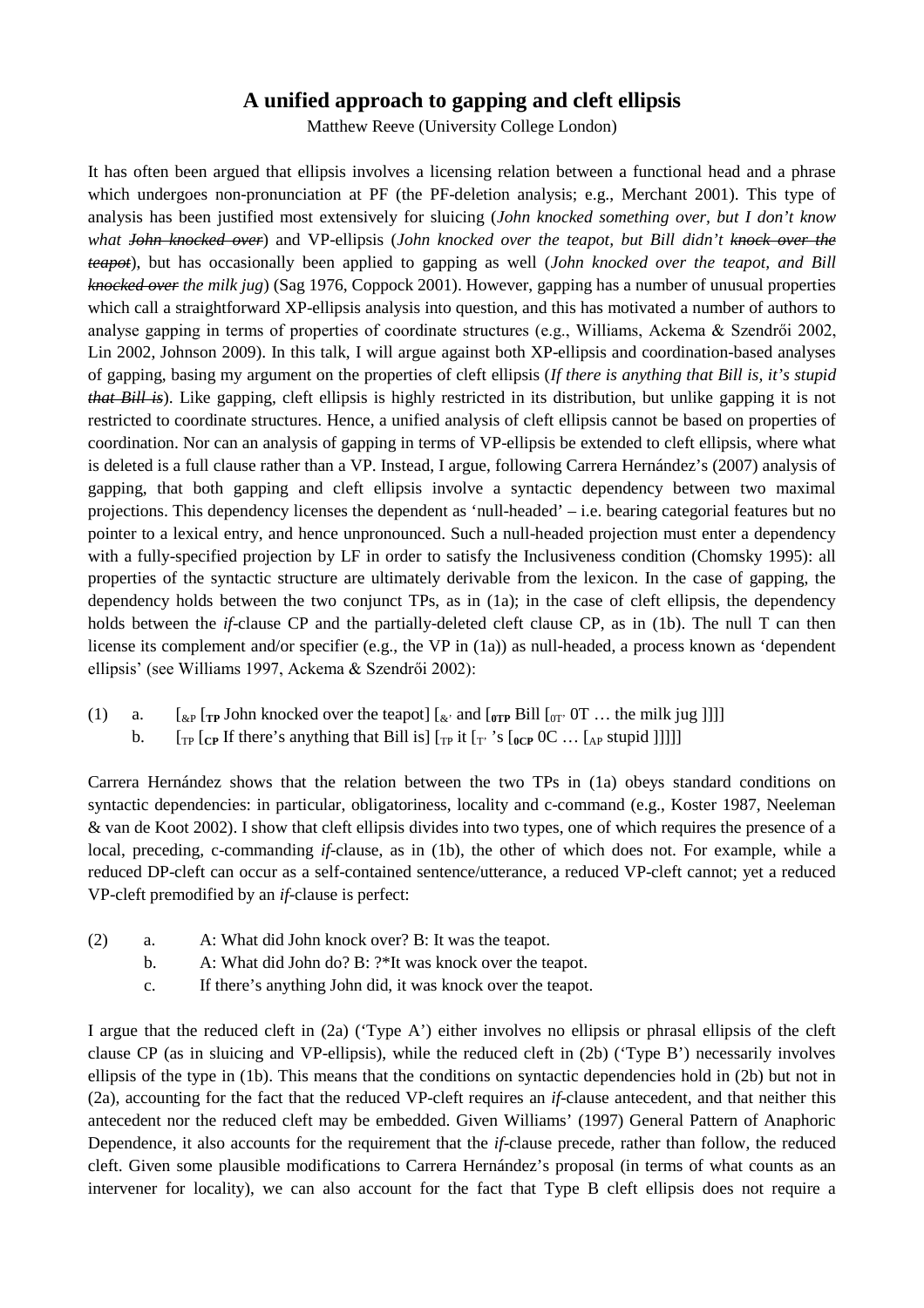# A unified approach to gapping and cleft ellipsis

Matthew Reeve (University College London)

It has often been argued that ellipsis involves a licensing relation between a functional head and a phrase which undergoes non-pronunciation at PF (the PF-deletion analysis; e.g., Merchant 2001). This type of analysis has been justified most extensively for sluicing (*John knocked something over, but I don't know what ~~John knocked over~~*) and VP-ellipsis (*John knocked over the teapot, but Bill didn't ~~knock over the teapot~~*), but has occasionally been applied to gapping as well (*John knocked over the teapot, and Bill ~~knocked over~~ the milk jug*) (Sag 1976, Coppock 2001). However, gapping has a number of unusual properties which call a straightforward XP-ellipsis analysis into question, and this has motivated a number of authors to analyse gapping in terms of properties of coordinate structures (e.g., Williams, Ackema & Szendrői 2002, Lin 2002, Johnson 2009). In this talk, I will argue against both XP-ellipsis and coordination-based analyses of gapping, basing my argument on the properties of cleft ellipsis (*If there is anything that Bill is, it's stupid ~~that Bill is~~*). Like gapping, cleft ellipsis is highly restricted in its distribution, but unlike gapping it is not restricted to coordinate structures. Hence, a unified analysis of cleft ellipsis cannot be based on properties of coordination. Nor can an analysis of gapping in terms of VP-ellipsis be extended to cleft ellipsis, where what is deleted is a full clause rather than a VP. Instead, I argue, following Carrera Hernández's (2007) analysis of gapping, that both gapping and cleft ellipsis involve a syntactic dependency between two maximal projections. This dependency licenses the dependent as 'null-headed' – i.e. bearing categorial features but no pointer to a lexical entry, and hence unpronounced. Such a null-headed projection must enter a dependency with a fully-specified projection by LF in order to satisfy the Inclusiveness condition (Chomsky 1995): all properties of the syntactic structure are ultimately derivable from the lexicon. In the case of gapping, the dependency holds between the two conjunct TPs, as in (1a); in the case of cleft ellipsis, the dependency holds between the *if*-clause CP and the partially-deleted cleft clause CP, as in (1b). The null T can then license its complement and/or specifier (e.g., the VP in (1a)) as null-headed, a process known as 'dependent ellipsis' (see Williams 1997, Ackema & Szendrői 2002):

(1) a. $[_{\&P}$ $[_{\mathbf{TP}}$ John knocked over the teapot$]$ $[_{\&'}$ and $[_{\mathbf{0TP}}$ Bill $[_{0T'}$ 0T … the milk jug $]]]]$
    b. $[_{TP}$ $[_{\mathbf{CP}}$ If there's anything that Bill is$]$ $[_{TP}$ it $[_{T'}$ 's $[_{\mathbf{0CP}}$ 0C … $[_{AP}$ stupid $]]]]]$

Carrera Hernández shows that the relation between the two TPs in (1a) obeys standard conditions on syntactic dependencies: in particular, obligatoriness, locality and c-command (e.g., Koster 1987, Neeleman & van de Koot 2002). I show that cleft ellipsis divides into two types, one of which requires the presence of a local, preceding, c-commanding *if*-clause, as in (1b), the other of which does not. For example, while a reduced DP-cleft can occur as a self-contained sentence/utterance, a reduced VP-cleft cannot; yet a reduced VP-cleft premodified by an *if*-clause is perfect:

(2) a. A: What did John knock over? B: It was the teapot.
    b. A: What did John do? B: ?\*It was knock over the teapot.
    c. If there's anything John did, it was knock over the teapot.

I argue that the reduced cleft in (2a) ('Type A') either involves no ellipsis or phrasal ellipsis of the cleft clause CP (as in sluicing and VP-ellipsis), while the reduced cleft in (2b) ('Type B') necessarily involves ellipsis of the type in (1b). This means that the conditions on syntactic dependencies hold in (2b) but not in (2a), accounting for the fact that the reduced VP-cleft requires an *if*-clause antecedent, and that neither this antecedent nor the reduced cleft may be embedded. Given Williams' (1997) General Pattern of Anaphoric Dependence, it also accounts for the requirement that the *if*-clause precede, rather than follow, the reduced cleft. Given some plausible modifications to Carrera Hernández's proposal (in terms of what counts as an intervener for locality), we can also account for the fact that Type B cleft ellipsis does not require a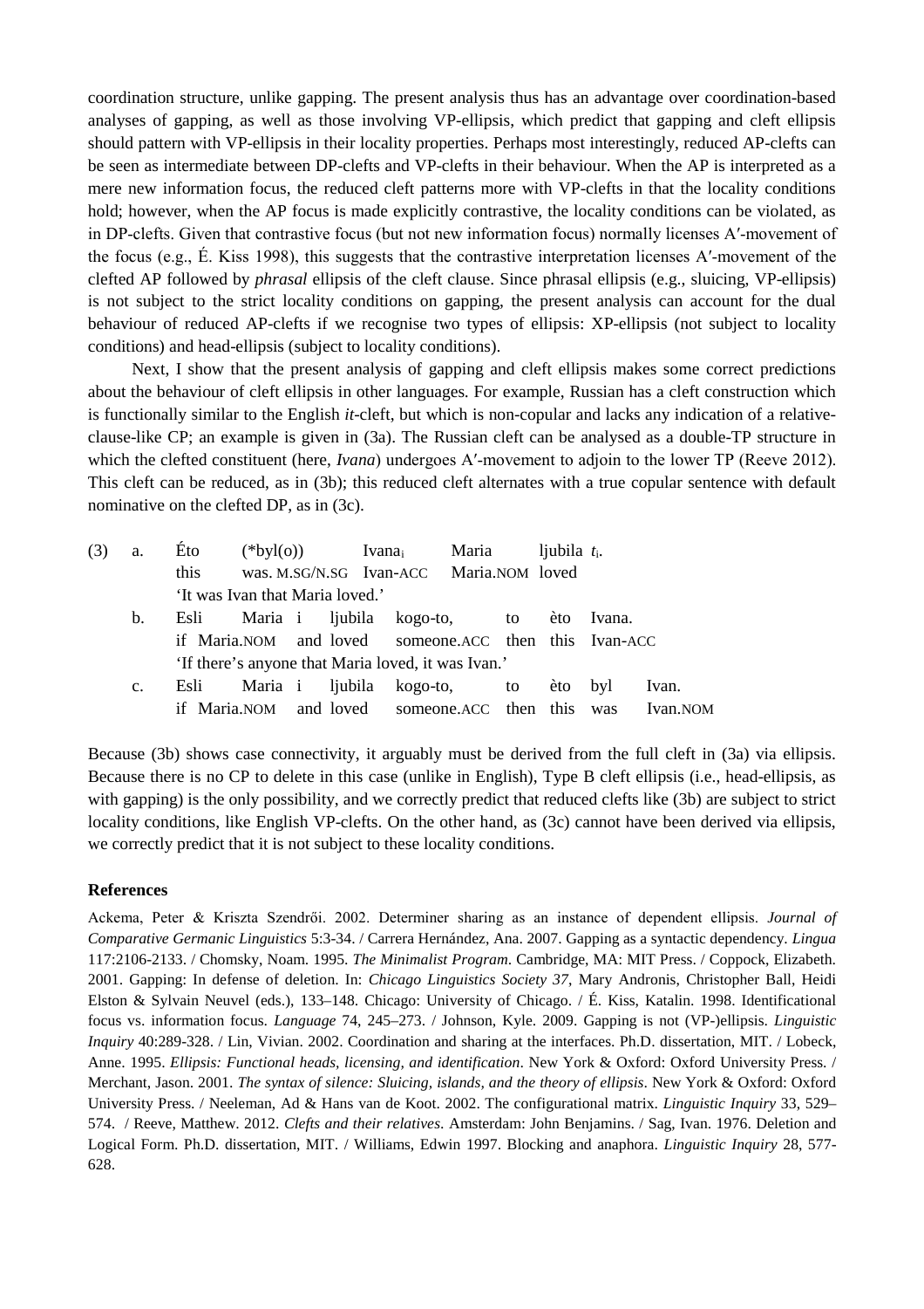coordination structure, unlike gapping. The present analysis thus has an advantage over coordination-based analyses of gapping, as well as those involving VP-ellipsis, which predict that gapping and cleft ellipsis should pattern with VP-ellipsis in their locality properties. Perhaps most interestingly, reduced AP-clefts can be seen as intermediate between DP-clefts and VP-clefts in their behaviour. When the AP is interpreted as a mere new information focus, the reduced cleft patterns more with VP-clefts in that the locality conditions hold; however, when the AP focus is made explicitly contrastive, the locality conditions can be violated, as in DP-clefts. Given that contrastive focus (but not new information focus) normally licenses A′-movement of the focus (e.g., É. Kiss 1998), this suggests that the contrastive interpretation licenses A′-movement of the clefted AP followed by *phrasal* ellipsis of the cleft clause. Since phrasal ellipsis (e.g., sluicing, VP-ellipsis) is not subject to the strict locality conditions on gapping, the present analysis can account for the dual behaviour of reduced AP-clefts if we recognise two types of ellipsis: XP-ellipsis (not subject to locality conditions) and head-ellipsis (subject to locality conditions).

Next, I show that the present analysis of gapping and cleft ellipsis makes some correct predictions about the behaviour of cleft ellipsis in other languages. For example, Russian has a cleft construction which is functionally similar to the English *it*-cleft, but which is non-copular and lacks any indication of a relative-clause-like CP; an example is given in (3a). The Russian cleft can be analysed as a double-TP structure in which the clefted constituent (here, *Ivana*) undergoes A′-movement to adjoin to the lower TP (Reeve 2012). This cleft can be reduced, as in (3b); this reduced cleft alternates with a true copular sentence with default nominative on the clefted DP, as in (3c).

(3) a. Éto (*byl(o)) Ivana$_i$ Maria ljubila $t_i$.
   this was.M.SG/N.SG Ivan-ACC Maria.NOM loved
   'It was Ivan that Maria loved.'

b. Esli Maria i ljubila kogo-to, to èto Ivana.
   if Maria.NOM and loved someone.ACC then this Ivan-ACC
   'If there's anyone that Maria loved, it was Ivan.'

c. Esli Maria i ljubila kogo-to, to èto byl Ivan.
   if Maria.NOM and loved someone.ACC then this was Ivan.NOM

Because (3b) shows case connectivity, it arguably must be derived from the full cleft in (3a) via ellipsis. Because there is no CP to delete in this case (unlike in English), Type B cleft ellipsis (i.e., head-ellipsis, as with gapping) is the only possibility, and we correctly predict that reduced clefts like (3b) are subject to strict locality conditions, like English VP-clefts. On the other hand, as (3c) cannot have been derived via ellipsis, we correctly predict that it is not subject to these locality conditions.

**References**

Ackema, Peter & Kriszta Szendrői. 2002. Determiner sharing as an instance of dependent ellipsis. *Journal of Comparative Germanic Linguistics* 5:3-34. / Carrera Hernández, Ana. 2007. Gapping as a syntactic dependency. *Lingua* 117:2106-2133. / Chomsky, Noam. 1995. *The Minimalist Program*. Cambridge, MA: MIT Press. / Coppock, Elizabeth. 2001. Gapping: In defense of deletion. In: *Chicago Linguistics Society 37*, Mary Andronis, Christopher Ball, Heidi Elston & Sylvain Neuvel (eds.), 133–148. Chicago: University of Chicago. / É. Kiss, Katalin. 1998. Identificational focus vs. information focus. *Language* 74, 245–273. / Johnson, Kyle. 2009. Gapping is not (VP-)ellipsis. *Linguistic Inquiry* 40:289-328. / Lin, Vivian. 2002. Coordination and sharing at the interfaces. Ph.D. dissertation, MIT. / Lobeck, Anne. 1995. *Ellipsis: Functional heads, licensing, and identification*. New York & Oxford: Oxford University Press. / Merchant, Jason. 2001. *The syntax of silence: Sluicing, islands, and the theory of ellipsis*. New York & Oxford: Oxford University Press. / Neeleman, Ad & Hans van de Koot. 2002. The configurational matrix. *Linguistic Inquiry* 33, 529–574. / Reeve, Matthew. 2012. *Clefts and their relatives*. Amsterdam: John Benjamins. / Sag, Ivan. 1976. Deletion and Logical Form. Ph.D. dissertation, MIT. / Williams, Edwin 1997. Blocking and anaphora. *Linguistic Inquiry* 28, 577-628.